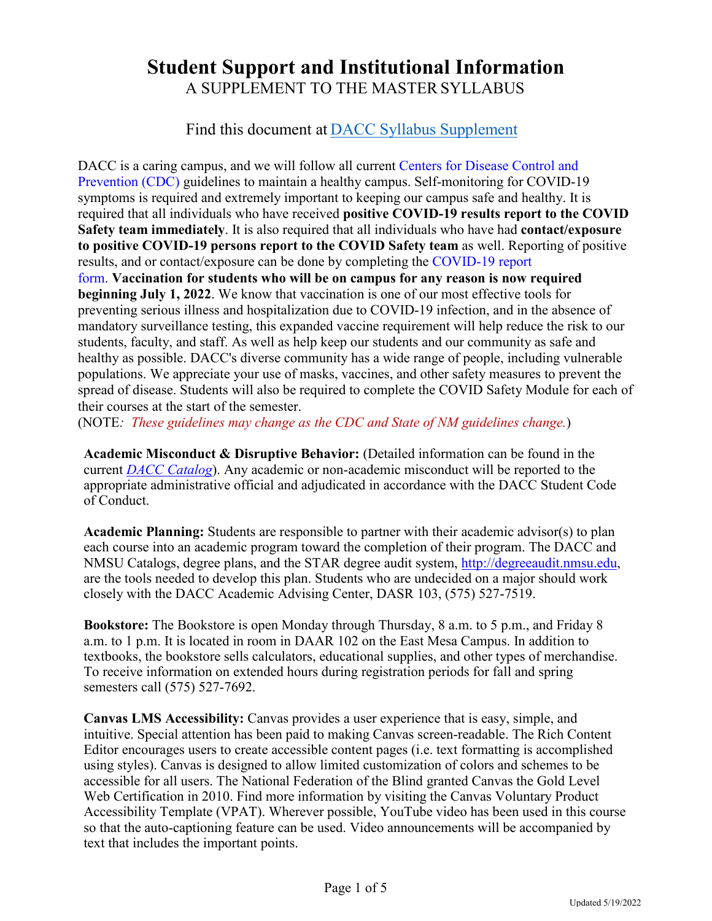# Student Support and Institutional Information

A SUPPLEMENT TO THE MASTER SYLLABUS

Find this document at [DACC Syllabus Supplement]

DACC is a caring campus, and we will follow all current Centers for Disease Control and Prevention (CDC) guidelines to maintain a healthy campus. Self-monitoring for COVID-19 symptoms is required and extremely important to keeping our campus safe and healthy. It is required that all individuals who have received **positive COVID-19 results report to the COVID Safety team immediately**. It is also required that all individuals who have had **contact/exposure to positive COVID-19 persons report to the COVID Safety team** as well. Reporting of positive results, and or contact/exposure can be done by completing the COVID-19 report form. **Vaccination for students who will be on campus for any reason is now required beginning July 1, 2022**. We know that vaccination is one of our most effective tools for preventing serious illness and hospitalization due to COVID-19 infection, and in the absence of mandatory surveillance testing, this expanded vaccine requirement will help reduce the risk to our students, faculty, and staff. As well as help keep our students and our community as safe and healthy as possible. DACC's diverse community has a wide range of people, including vulnerable populations. We appreciate your use of masks, vaccines, and other safety measures to prevent the spread of disease. Students will also be required to complete the COVID Safety Module for each of their courses at the start of the semester.
(NOTE*: These guidelines may change as the CDC and State of NM guidelines change.*)

**Academic Misconduct & Disruptive Behavior:** (Detailed information can be found in the current *DACC Catalog*). Any academic or non-academic misconduct will be reported to the appropriate administrative official and adjudicated in accordance with the DACC Student Code of Conduct.

**Academic Planning:** Students are responsible to partner with their academic advisor(s) to plan each course into an academic program toward the completion of their program. The DACC and NMSU Catalogs, degree plans, and the STAR degree audit system, http://degreeaudit.nmsu.edu, are the tools needed to develop this plan. Students who are undecided on a major should work closely with the DACC Academic Advising Center, DASR 103, (575) 527-7519.

**Bookstore:** The Bookstore is open Monday through Thursday, 8 a.m. to 5 p.m., and Friday 8 a.m. to 1 p.m. It is located in room in DAAR 102 on the East Mesa Campus. In addition to textbooks, the bookstore sells calculators, educational supplies, and other types of merchandise. To receive information on extended hours during registration periods for fall and spring semesters call (575) 527-7692.

**Canvas LMS Accessibility:** Canvas provides a user experience that is easy, simple, and intuitive. Special attention has been paid to making Canvas screen-readable. The Rich Content Editor encourages users to create accessible content pages (i.e. text formatting is accomplished using styles). Canvas is designed to allow limited customization of colors and schemes to be accessible for all users. The National Federation of the Blind granted Canvas the Gold Level Web Certification in 2010. Find more information by visiting the Canvas Voluntary Product Accessibility Template (VPAT). Wherever possible, YouTube video has been used in this course so that the auto-captioning feature can be used. Video announcements will be accompanied by text that includes the important points.

Updated 5/19/2022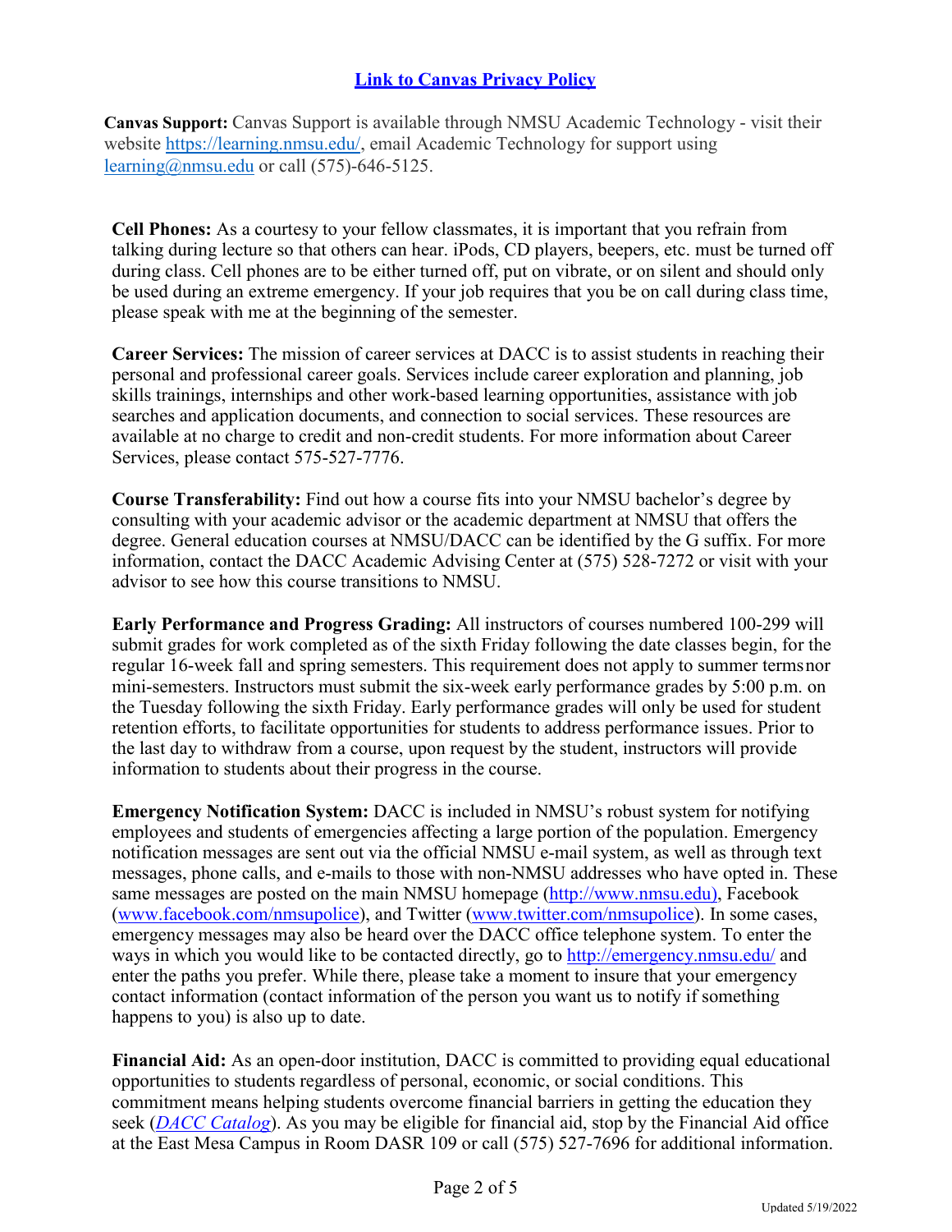**[Link to Canvas Privacy Policy](#)**

**Canvas Support:** Canvas Support is available through NMSU Academic Technology - visit their website https://learning.nmsu.edu/, email Academic Technology for support using learning@nmsu.edu or call (575)-646-5125.

**Cell Phones:** As a courtesy to your fellow classmates, it is important that you refrain from talking during lecture so that others can hear. iPods, CD players, beepers, etc. must be turned off during class. Cell phones are to be either turned off, put on vibrate, or on silent and should only be used during an extreme emergency. If your job requires that you be on call during class time, please speak with me at the beginning of the semester.

**Career Services:** The mission of career services at DACC is to assist students in reaching their personal and professional career goals. Services include career exploration and planning, job skills trainings, internships and other work-based learning opportunities, assistance with job searches and application documents, and connection to social services. These resources are available at no charge to credit and non-credit students. For more information about Career Services, please contact 575-527-7776.

**Course Transferability:** Find out how a course fits into your NMSU bachelor's degree by consulting with your academic advisor or the academic department at NMSU that offers the degree. General education courses at NMSU/DACC can be identified by the G suffix. For more information, contact the DACC Academic Advising Center at (575) 528-7272 or visit with your advisor to see how this course transitions to NMSU.

**Early Performance and Progress Grading:** All instructors of courses numbered 100-299 will submit grades for work completed as of the sixth Friday following the date classes begin, for the regular 16-week fall and spring semesters. This requirement does not apply to summer termsnor mini-semesters. Instructors must submit the six-week early performance grades by 5:00 p.m. on the Tuesday following the sixth Friday. Early performance grades will only be used for student retention efforts, to facilitate opportunities for students to address performance issues. Prior to the last day to withdraw from a course, upon request by the student, instructors will provide information to students about their progress in the course.

**Emergency Notification System:** DACC is included in NMSU's robust system for notifying employees and students of emergencies affecting a large portion of the population. Emergency notification messages are sent out via the official NMSU e-mail system, as well as through text messages, phone calls, and e-mails to those with non-NMSU addresses who have opted in. These same messages are posted on the main NMSU homepage (http://www.nmsu.edu), Facebook (www.facebook.com/nmsupolice), and Twitter (www.twitter.com/nmsupolice). In some cases, emergency messages may also be heard over the DACC office telephone system. To enter the ways in which you would like to be contacted directly, go to http://emergency.nmsu.edu/ and enter the paths you prefer. While there, please take a moment to insure that your emergency contact information (contact information of the person you want us to notify if something happens to you) is also up to date.

**Financial Aid:** As an open-door institution, DACC is committed to providing equal educational opportunities to students regardless of personal, economic, or social conditions. This commitment means helping students overcome financial barriers in getting the education they seek (*DACC Catalog*). As you may be eligible for financial aid, stop by the Financial Aid office at the East Mesa Campus in Room DASR 109 or call (575) 527-7696 for additional information.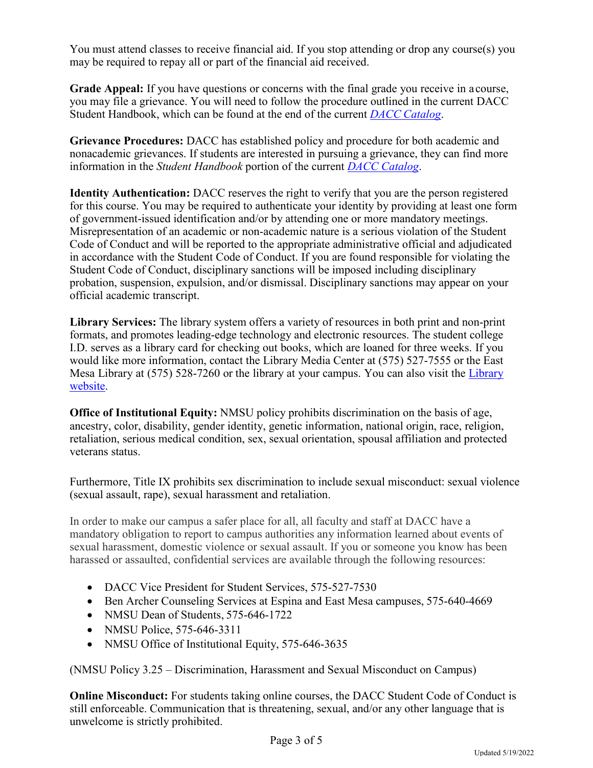You must attend classes to receive financial aid. If you stop attending or drop any course(s) you may be required to repay all or part of the financial aid received.

**Grade Appeal:** If you have questions or concerns with the final grade you receive in a course, you may file a grievance. You will need to follow the procedure outlined in the current DACC Student Handbook, which can be found at the end of the current *DACC Catalog*.

**Grievance Procedures:** DACC has established policy and procedure for both academic and nonacademic grievances. If students are interested in pursuing a grievance, they can find more information in the *Student Handbook* portion of the current *DACC Catalog*.

**Identity Authentication:** DACC reserves the right to verify that you are the person registered for this course. You may be required to authenticate your identity by providing at least one form of government-issued identification and/or by attending one or more mandatory meetings. Misrepresentation of an academic or non-academic nature is a serious violation of the Student Code of Conduct and will be reported to the appropriate administrative official and adjudicated in accordance with the Student Code of Conduct. If you are found responsible for violating the Student Code of Conduct, disciplinary sanctions will be imposed including disciplinary probation, suspension, expulsion, and/or dismissal. Disciplinary sanctions may appear on your official academic transcript.

**Library Services:** The library system offers a variety of resources in both print and non-print formats, and promotes leading-edge technology and electronic resources. The student college I.D. serves as a library card for checking out books, which are loaned for three weeks. If you would like more information, contact the Library Media Center at (575) 527-7555 or the East Mesa Library at (575) 528-7260 or the library at your campus. You can also visit the Library website.

**Office of Institutional Equity:** NMSU policy prohibits discrimination on the basis of age, ancestry, color, disability, gender identity, genetic information, national origin, race, religion, retaliation, serious medical condition, sex, sexual orientation, spousal affiliation and protected veterans status.

Furthermore, Title IX prohibits sex discrimination to include sexual misconduct: sexual violence (sexual assault, rape), sexual harassment and retaliation.

In order to make our campus a safer place for all, all faculty and staff at DACC have a mandatory obligation to report to campus authorities any information learned about events of sexual harassment, domestic violence or sexual assault. If you or someone you know has been harassed or assaulted, confidential services are available through the following resources:

- DACC Vice President for Student Services, 575-527-7530
- Ben Archer Counseling Services at Espina and East Mesa campuses, 575-640-4669
- NMSU Dean of Students, 575-646-1722
- NMSU Police, 575-646-3311
- NMSU Office of Institutional Equity, 575-646-3635

(NMSU Policy 3.25 – Discrimination, Harassment and Sexual Misconduct on Campus)

**Online Misconduct:** For students taking online courses, the DACC Student Code of Conduct is still enforceable. Communication that is threatening, sexual, and/or any other language that is unwelcome is strictly prohibited.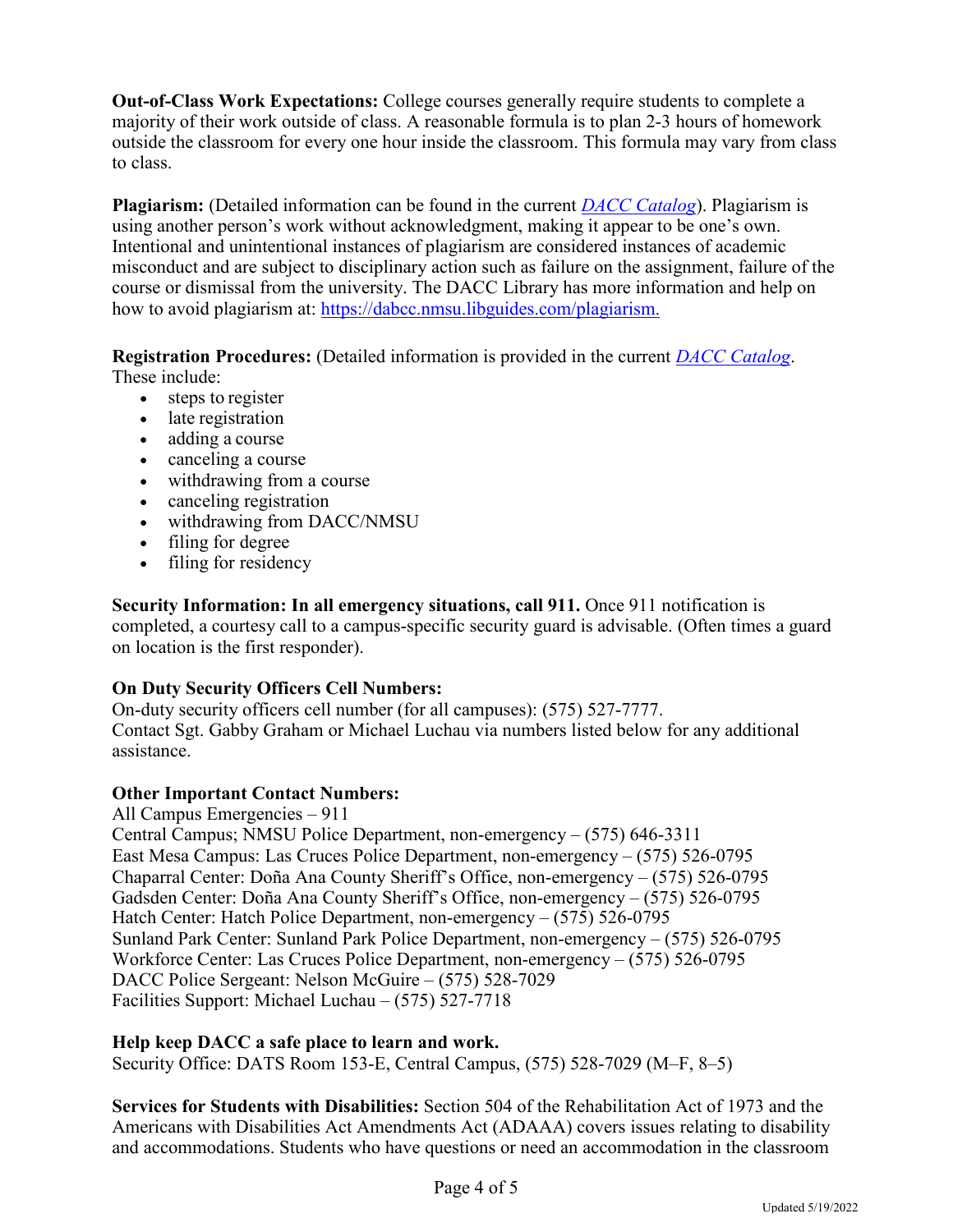**Out-of-Class Work Expectations:** College courses generally require students to complete a majority of their work outside of class. A reasonable formula is to plan 2-3 hours of homework outside the classroom for every one hour inside the classroom. This formula may vary from class to class.

**Plagiarism:** (Detailed information can be found in the current *DACC Catalog*). Plagiarism is using another person's work without acknowledgment, making it appear to be one's own. Intentional and unintentional instances of plagiarism are considered instances of academic misconduct and are subject to disciplinary action such as failure on the assignment, failure of the course or dismissal from the university. The DACC Library has more information and help on how to avoid plagiarism at: https://dabcc.nmsu.libguides.com/plagiarism.

**Registration Procedures:** (Detailed information is provided in the current *DACC Catalog*. These include:

- steps to register
- late registration
- adding a course
- canceling a course
- withdrawing from a course
- canceling registration
- withdrawing from DACC/NMSU
- filing for degree
- filing for residency

**Security Information: In all emergency situations, call 911.** Once 911 notification is completed, a courtesy call to a campus-specific security guard is advisable. (Often times a guard on location is the first responder).

**On Duty Security Officers Cell Numbers:**
On-duty security officers cell number (for all campuses): (575) 527-7777.
Contact Sgt. Gabby Graham or Michael Luchau via numbers listed below for any additional assistance.

**Other Important Contact Numbers:**
All Campus Emergencies – 911
Central Campus; NMSU Police Department, non-emergency – (575) 646-3311
East Mesa Campus: Las Cruces Police Department, non-emergency – (575) 526-0795
Chaparral Center: Doña Ana County Sheriff's Office, non-emergency – (575) 526-0795
Gadsden Center: Doña Ana County Sheriff's Office, non-emergency – (575) 526-0795
Hatch Center: Hatch Police Department, non-emergency – (575) 526-0795
Sunland Park Center: Sunland Park Police Department, non-emergency – (575) 526-0795
Workforce Center: Las Cruces Police Department, non-emergency – (575) 526-0795
DACC Police Sergeant: Nelson McGuire – (575) 528-7029
Facilities Support: Michael Luchau – (575) 527-7718

**Help keep DACC a safe place to learn and work.**
Security Office: DATS Room 153-E, Central Campus, (575) 528-7029 (M–F, 8–5)

**Services for Students with Disabilities:** Section 504 of the Rehabilitation Act of 1973 and the Americans with Disabilities Act Amendments Act (ADAAA) covers issues relating to disability and accommodations. Students who have questions or need an accommodation in the classroom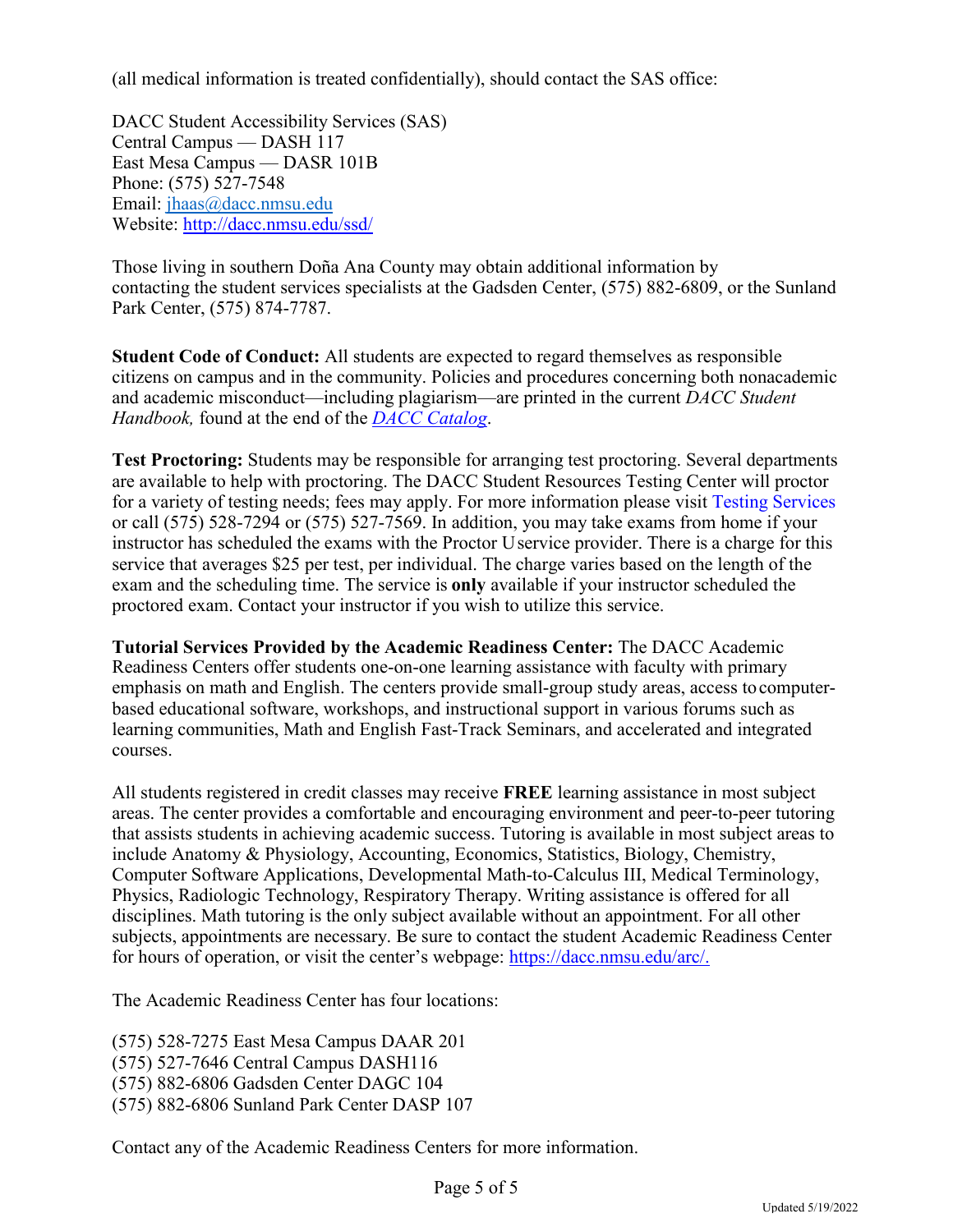(all medical information is treated confidentially), should contact the SAS office:

DACC Student Accessibility Services (SAS)
Central Campus — DASH 117
East Mesa Campus — DASR 101B
Phone: (575) 527-7548
Email: [jhaas@dacc.nmsu.edu](mailto:jhaas@dacc.nmsu.edu)
Website: [http://dacc.nmsu.edu/ssd/](http://dacc.nmsu.edu/ssd/)

Those living in southern Doña Ana County may obtain additional information by contacting the student services specialists at the Gadsden Center, (575) 882-6809, or the Sunland Park Center, (575) 874-7787.

**Student Code of Conduct:** All students are expected to regard themselves as responsible citizens on campus and in the community. Policies and procedures concerning both nonacademic and academic misconduct—including plagiarism—are printed in the current *DACC Student Handbook,* found at the end of the *DACC Catalog*.

**Test Proctoring:** Students may be responsible for arranging test proctoring. Several departments are available to help with proctoring. The DACC Student Resources Testing Center will proctor for a variety of testing needs; fees may apply. For more information please visit Testing Services or call (575) 528-7294 or (575) 527-7569. In addition, you may take exams from home if your instructor has scheduled the exams with the Proctor U service provider. There is a charge for this service that averages $25 per test, per individual. The charge varies based on the length of the exam and the scheduling time. The service is **only** available if your instructor scheduled the proctored exam. Contact your instructor if you wish to utilize this service.

**Tutorial Services Provided by the Academic Readiness Center:** The DACC Academic Readiness Centers offer students one-on-one learning assistance with faculty with primary emphasis on math and English. The centers provide small-group study areas, access to computer-based educational software, workshops, and instructional support in various forums such as learning communities, Math and English Fast-Track Seminars, and accelerated and integrated courses.

All students registered in credit classes may receive **FREE** learning assistance in most subject areas. The center provides a comfortable and encouraging environment and peer-to-peer tutoring that assists students in achieving academic success. Tutoring is available in most subject areas to include Anatomy & Physiology, Accounting, Economics, Statistics, Biology, Chemistry, Computer Software Applications, Developmental Math-to-Calculus III, Medical Terminology, Physics, Radiologic Technology, Respiratory Therapy. Writing assistance is offered for all disciplines. Math tutoring is the only subject available without an appointment. For all other subjects, appointments are necessary. Be sure to contact the student Academic Readiness Center for hours of operation, or visit the center's webpage: [https://dacc.nmsu.edu/arc/.](https://dacc.nmsu.edu/arc/)

The Academic Readiness Center has four locations:

(575) 528-7275 East Mesa Campus DAAR 201
(575) 527-7646 Central Campus DASH116
(575) 882-6806 Gadsden Center DAGC 104
(575) 882-6806 Sunland Park Center DASP 107

Contact any of the Academic Readiness Centers for more information.

Updated 5/19/2022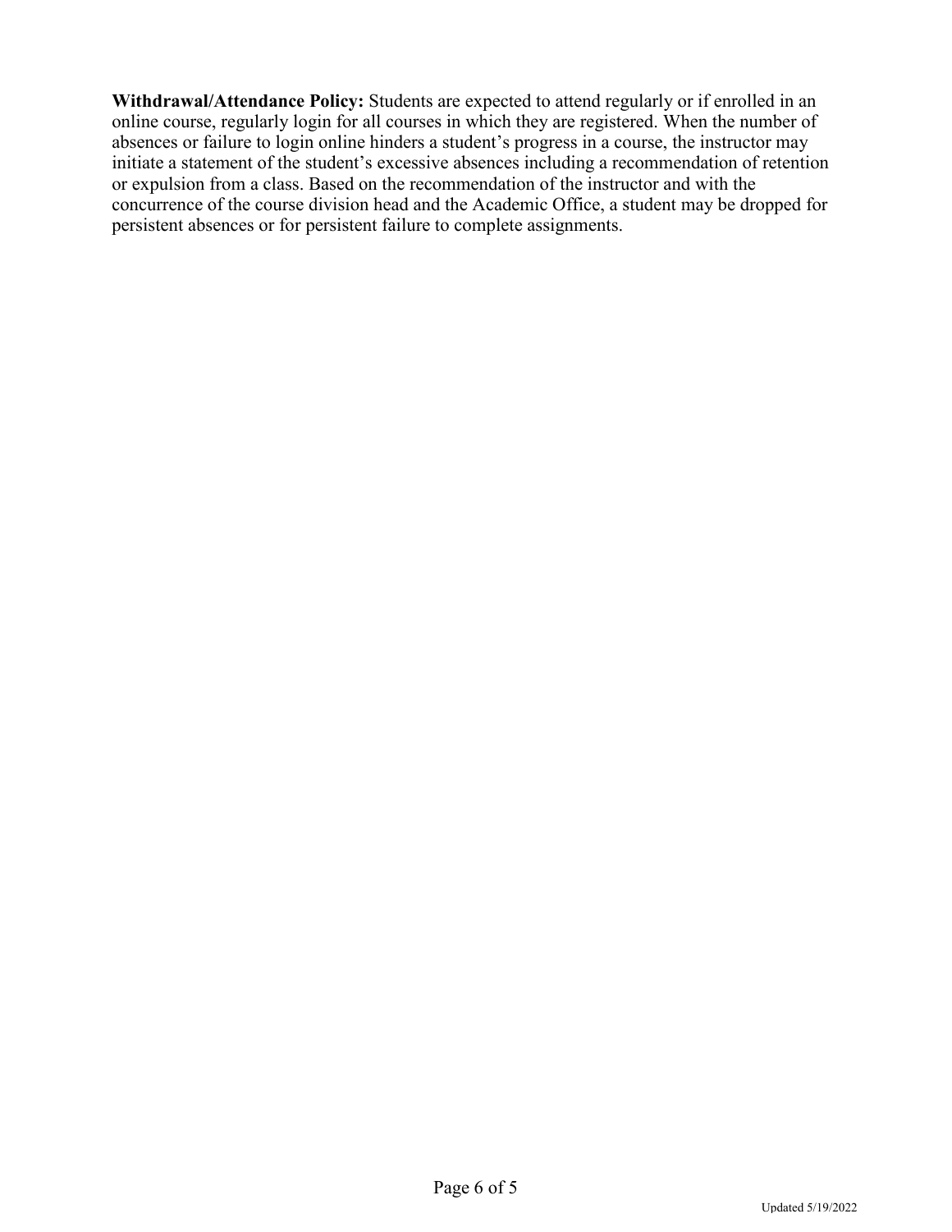**Withdrawal/Attendance Policy:** Students are expected to attend regularly or if enrolled in an online course, regularly login for all courses in which they are registered. When the number of absences or failure to login online hinders a student's progress in a course, the instructor may initiate a statement of the student's excessive absences including a recommendation of retention or expulsion from a class. Based on the recommendation of the instructor and with the concurrence of the course division head and the Academic Office, a student may be dropped for persistent absences or for persistent failure to complete assignments.